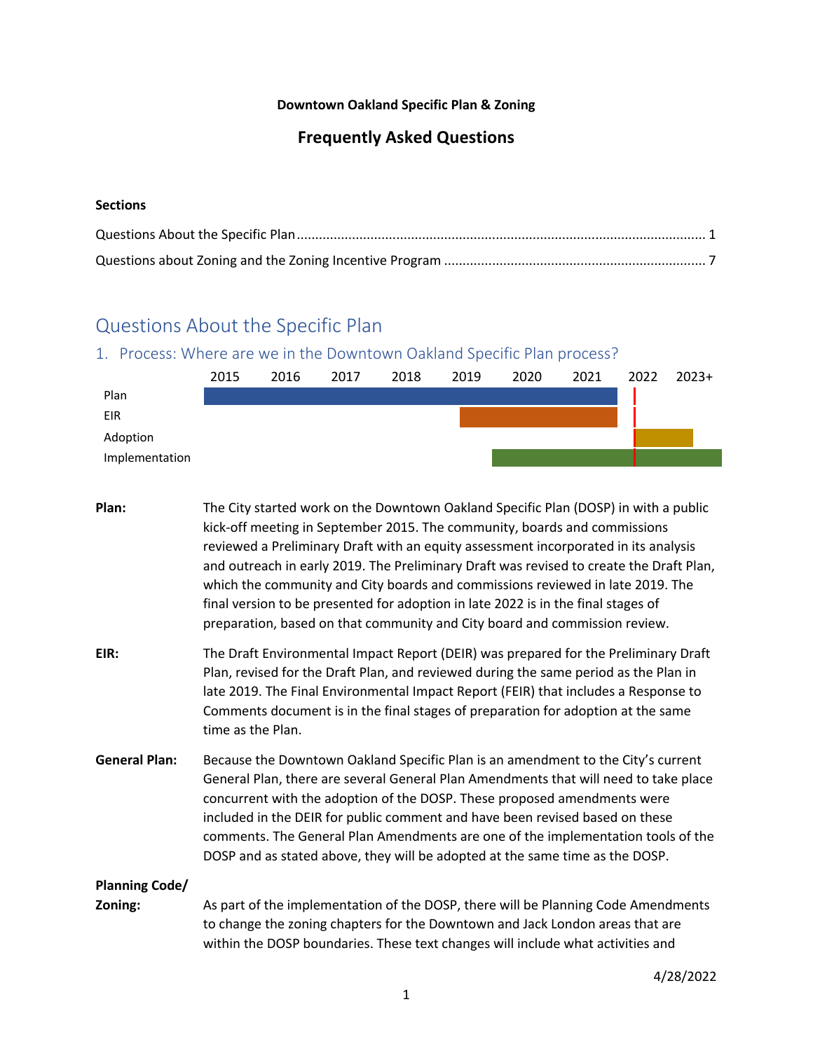**Downtown Oakland Specific Plan & Zoning**

## Frequently Asked Questions

**Sections**

Questions About the Specific Plan ............................................................ 1

Questions about Zoning and the Zoning Incentive Program ............................ 7

# Questions About the Specific Plan

## 1. Process: Where are we in the Downtown Oakland Specific Plan process?

| | 2015 | 2016 | 2017 | 2018 | 2019 | 2020 | 2021 | 2022 | 2023+ |
|---|---|---|---|---|---|---|---|---|---|
| Plan | ■ | ■ | ■ | ■ | ■ | ■ | ■ | | |
| EIR | | | | | ■ | ■ | ■ | | |
| Adoption | | | | | | | | ■ | |
| Implementation | | | | | | ■ | ■ | ■ | ■ |

**Plan:** The City started work on the Downtown Oakland Specific Plan (DOSP) in with a public kick-off meeting in September 2015. The community, boards and commissions reviewed a Preliminary Draft with an equity assessment incorporated in its analysis and outreach in early 2019. The Preliminary Draft was revised to create the Draft Plan, which the community and City boards and commissions reviewed in late 2019. The final version to be presented for adoption in late 2022 is in the final stages of preparation, based on that community and City board and commission review.

**EIR:** The Draft Environmental Impact Report (DEIR) was prepared for the Preliminary Draft Plan, revised for the Draft Plan, and reviewed during the same period as the Plan in late 2019. The Final Environmental Impact Report (FEIR) that includes a Response to Comments document is in the final stages of preparation for adoption at the same time as the Plan.

**General Plan:** Because the Downtown Oakland Specific Plan is an amendment to the City's current General Plan, there are several General Plan Amendments that will need to take place concurrent with the adoption of the DOSP. These proposed amendments were included in the DEIR for public comment and have been revised based on these comments. The General Plan Amendments are one of the implementation tools of the DOSP and as stated above, they will be adopted at the same time as the DOSP.

**Planning Code/ Zoning:** As part of the implementation of the DOSP, there will be Planning Code Amendments to change the zoning chapters for the Downtown and Jack London areas that are within the DOSP boundaries. These text changes will include what activities and

4/28/2022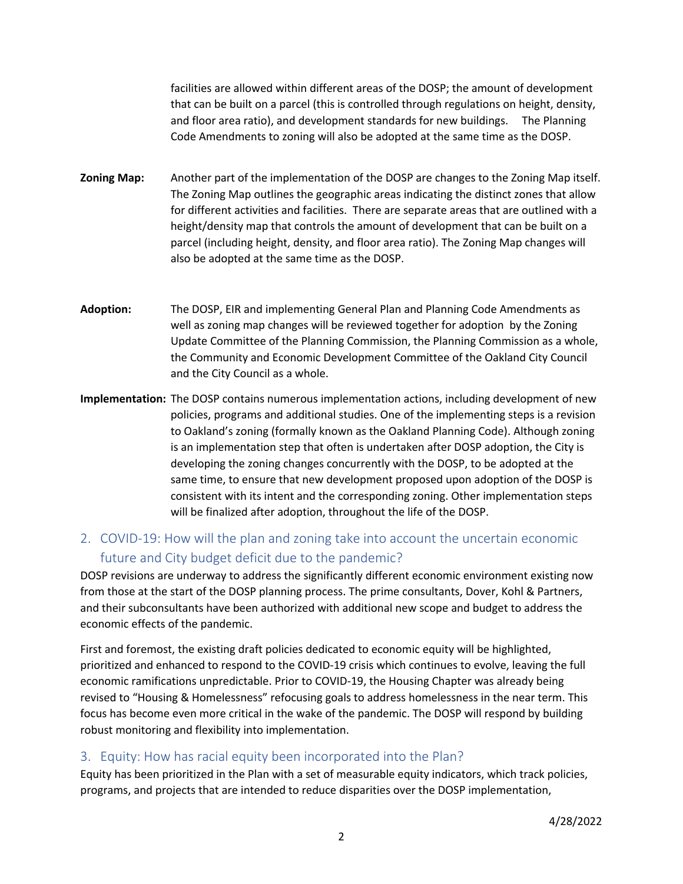facilities are allowed within different areas of the DOSP; the amount of development that can be built on a parcel (this is controlled through regulations on height, density, and floor area ratio), and development standards for new buildings. The Planning Code Amendments to zoning will also be adopted at the same time as the DOSP.

**Zoning Map:** Another part of the implementation of the DOSP are changes to the Zoning Map itself. The Zoning Map outlines the geographic areas indicating the distinct zones that allow for different activities and facilities. There are separate areas that are outlined with a height/density map that controls the amount of development that can be built on a parcel (including height, density, and floor area ratio). The Zoning Map changes will also be adopted at the same time as the DOSP.

**Adoption:** The DOSP, EIR and implementing General Plan and Planning Code Amendments as well as zoning map changes will be reviewed together for adoption by the Zoning Update Committee of the Planning Commission, the Planning Commission as a whole, the Community and Economic Development Committee of the Oakland City Council and the City Council as a whole.

**Implementation:** The DOSP contains numerous implementation actions, including development of new policies, programs and additional studies. One of the implementing steps is a revision to Oakland's zoning (formally known as the Oakland Planning Code). Although zoning is an implementation step that often is undertaken after DOSP adoption, the City is developing the zoning changes concurrently with the DOSP, to be adopted at the same time, to ensure that new development proposed upon adoption of the DOSP is consistent with its intent and the corresponding zoning. Other implementation steps will be finalized after adoption, throughout the life of the DOSP.

## 2. COVID-19: How will the plan and zoning take into account the uncertain economic future and City budget deficit due to the pandemic?

DOSP revisions are underway to address the significantly different economic environment existing now from those at the start of the DOSP planning process. The prime consultants, Dover, Kohl & Partners, and their subconsultants have been authorized with additional new scope and budget to address the economic effects of the pandemic.

First and foremost, the existing draft policies dedicated to economic equity will be highlighted, prioritized and enhanced to respond to the COVID-19 crisis which continues to evolve, leaving the full economic ramifications unpredictable. Prior to COVID-19, the Housing Chapter was already being revised to "Housing & Homelessness" refocusing goals to address homelessness in the near term. This focus has become even more critical in the wake of the pandemic. The DOSP will respond by building robust monitoring and flexibility into implementation.

## 3. Equity: How has racial equity been incorporated into the Plan?

Equity has been prioritized in the Plan with a set of measurable equity indicators, which track policies, programs, and projects that are intended to reduce disparities over the DOSP implementation,

4/28/2022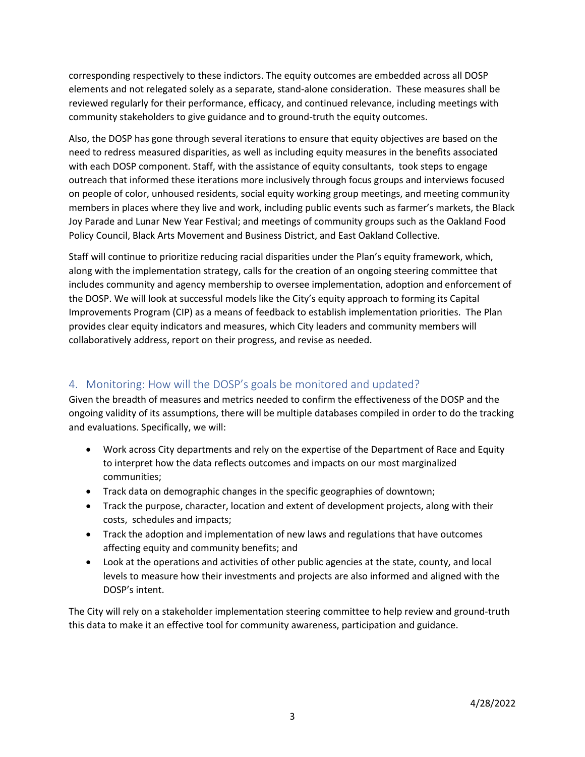corresponding respectively to these indictors. The equity outcomes are embedded across all DOSP elements and not relegated solely as a separate, stand-alone consideration. These measures shall be reviewed regularly for their performance, efficacy, and continued relevance, including meetings with community stakeholders to give guidance and to ground-truth the equity outcomes.

Also, the DOSP has gone through several iterations to ensure that equity objectives are based on the need to redress measured disparities, as well as including equity measures in the benefits associated with each DOSP component. Staff, with the assistance of equity consultants, took steps to engage outreach that informed these iterations more inclusively through focus groups and interviews focused on people of color, unhoused residents, social equity working group meetings, and meeting community members in places where they live and work, including public events such as farmer's markets, the Black Joy Parade and Lunar New Year Festival; and meetings of community groups such as the Oakland Food Policy Council, Black Arts Movement and Business District, and East Oakland Collective.

Staff will continue to prioritize reducing racial disparities under the Plan's equity framework, which, along with the implementation strategy, calls for the creation of an ongoing steering committee that includes community and agency membership to oversee implementation, adoption and enforcement of the DOSP. We will look at successful models like the City's equity approach to forming its Capital Improvements Program (CIP) as a means of feedback to establish implementation priorities. The Plan provides clear equity indicators and measures, which City leaders and community members will collaboratively address, report on their progress, and revise as needed.

## 4. Monitoring: How will the DOSP's goals be monitored and updated?

Given the breadth of measures and metrics needed to confirm the effectiveness of the DOSP and the ongoing validity of its assumptions, there will be multiple databases compiled in order to do the tracking and evaluations. Specifically, we will:

- Work across City departments and rely on the expertise of the Department of Race and Equity to interpret how the data reflects outcomes and impacts on our most marginalized communities;
- Track data on demographic changes in the specific geographies of downtown;
- Track the purpose, character, location and extent of development projects, along with their costs, schedules and impacts;
- Track the adoption and implementation of new laws and regulations that have outcomes affecting equity and community benefits; and
- Look at the operations and activities of other public agencies at the state, county, and local levels to measure how their investments and projects are also informed and aligned with the DOSP's intent.

The City will rely on a stakeholder implementation steering committee to help review and ground-truth this data to make it an effective tool for community awareness, participation and guidance.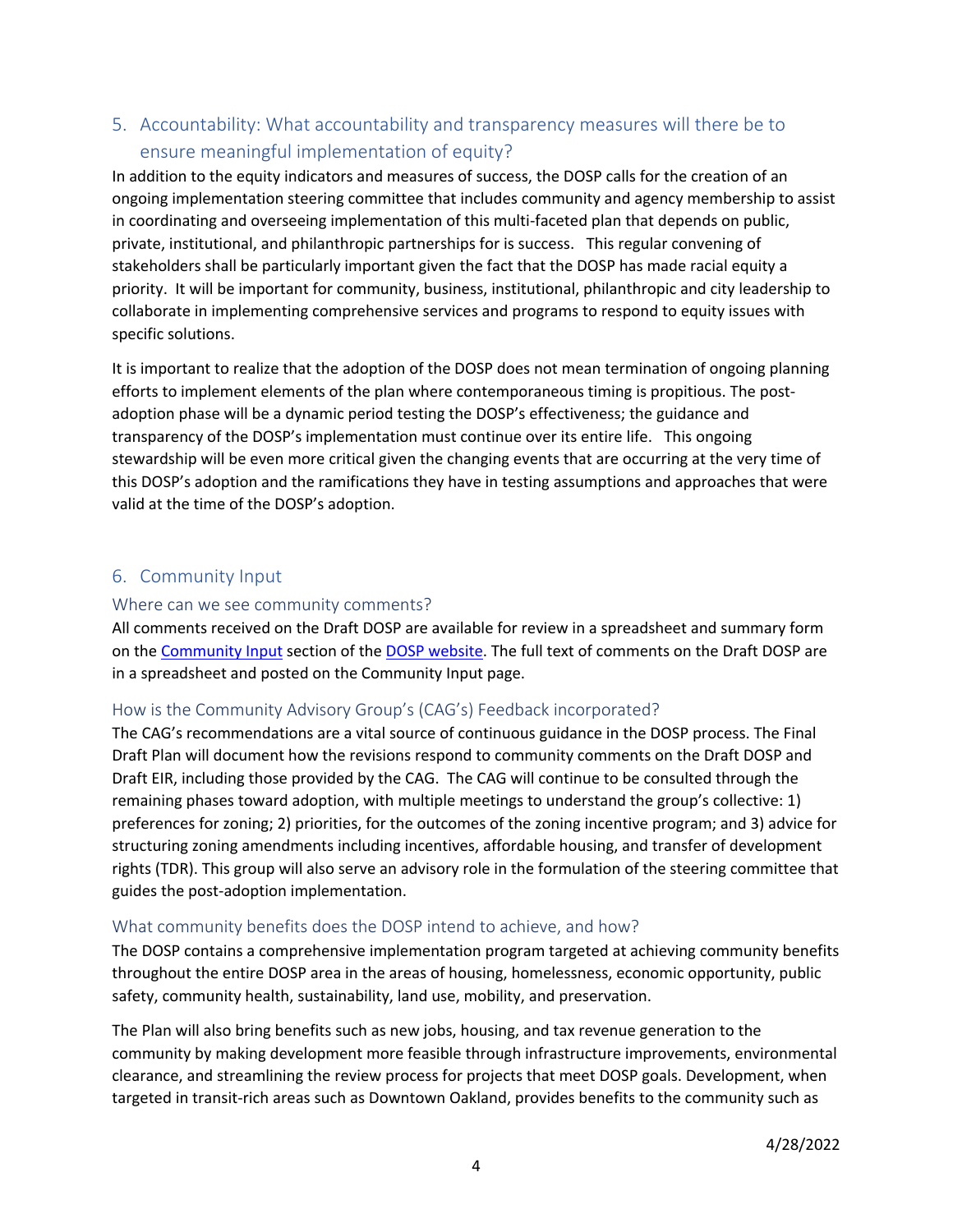## 5. Accountability: What accountability and transparency measures will there be to ensure meaningful implementation of equity?

In addition to the equity indicators and measures of success, the DOSP calls for the creation of an ongoing implementation steering committee that includes community and agency membership to assist in coordinating and overseeing implementation of this multi-faceted plan that depends on public, private, institutional, and philanthropic partnerships for is success. This regular convening of stakeholders shall be particularly important given the fact that the DOSP has made racial equity a priority. It will be important for community, business, institutional, philanthropic and city leadership to collaborate in implementing comprehensive services and programs to respond to equity issues with specific solutions.

It is important to realize that the adoption of the DOSP does not mean termination of ongoing planning efforts to implement elements of the plan where contemporaneous timing is propitious. The post-adoption phase will be a dynamic period testing the DOSP's effectiveness; the guidance and transparency of the DOSP's implementation must continue over its entire life. This ongoing stewardship will be even more critical given the changing events that are occurring at the very time of this DOSP's adoption and the ramifications they have in testing assumptions and approaches that were valid at the time of the DOSP's adoption.

## 6. Community Input

### Where can we see community comments?

All comments received on the Draft DOSP are available for review in a spreadsheet and summary form on the Community Input section of the DOSP website. The full text of comments on the Draft DOSP are in a spreadsheet and posted on the Community Input page.

### How is the Community Advisory Group's (CAG's) Feedback incorporated?

The CAG's recommendations are a vital source of continuous guidance in the DOSP process. The Final Draft Plan will document how the revisions respond to community comments on the Draft DOSP and Draft EIR, including those provided by the CAG. The CAG will continue to be consulted through the remaining phases toward adoption, with multiple meetings to understand the group's collective: 1) preferences for zoning; 2) priorities, for the outcomes of the zoning incentive program; and 3) advice for structuring zoning amendments including incentives, affordable housing, and transfer of development rights (TDR). This group will also serve an advisory role in the formulation of the steering committee that guides the post-adoption implementation.

### What community benefits does the DOSP intend to achieve, and how?

The DOSP contains a comprehensive implementation program targeted at achieving community benefits throughout the entire DOSP area in the areas of housing, homelessness, economic opportunity, public safety, community health, sustainability, land use, mobility, and preservation.

The Plan will also bring benefits such as new jobs, housing, and tax revenue generation to the community by making development more feasible through infrastructure improvements, environmental clearance, and streamlining the review process for projects that meet DOSP goals. Development, when targeted in transit-rich areas such as Downtown Oakland, provides benefits to the community such as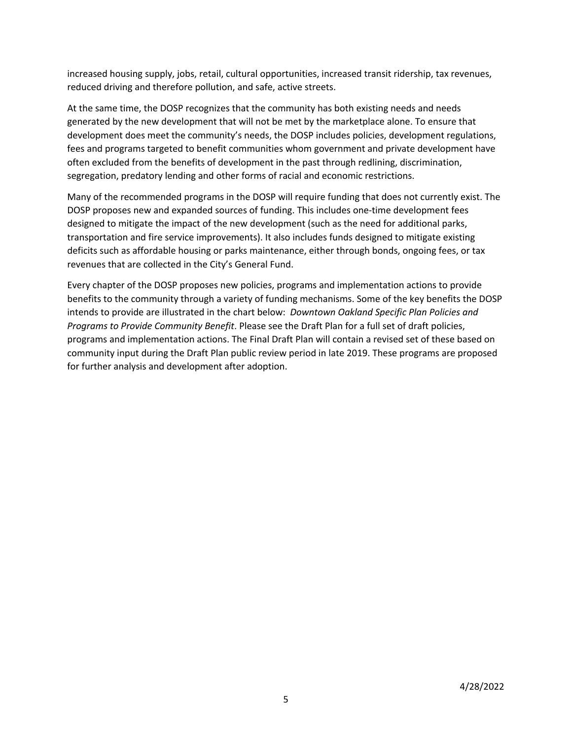increased housing supply, jobs, retail, cultural opportunities, increased transit ridership, tax revenues, reduced driving and therefore pollution, and safe, active streets.

At the same time, the DOSP recognizes that the community has both existing needs and needs generated by the new development that will not be met by the marketplace alone. To ensure that development does meet the community's needs, the DOSP includes policies, development regulations, fees and programs targeted to benefit communities whom government and private development have often excluded from the benefits of development in the past through redlining, discrimination, segregation, predatory lending and other forms of racial and economic restrictions.

Many of the recommended programs in the DOSP will require funding that does not currently exist. The DOSP proposes new and expanded sources of funding. This includes one-time development fees designed to mitigate the impact of the new development (such as the need for additional parks, transportation and fire service improvements). It also includes funds designed to mitigate existing deficits such as affordable housing or parks maintenance, either through bonds, ongoing fees, or tax revenues that are collected in the City's General Fund.

Every chapter of the DOSP proposes new policies, programs and implementation actions to provide benefits to the community through a variety of funding mechanisms. Some of the key benefits the DOSP intends to provide are illustrated in the chart below: *Downtown Oakland Specific Plan Policies and Programs to Provide Community Benefit*. Please see the Draft Plan for a full set of draft policies, programs and implementation actions. The Final Draft Plan will contain a revised set of these based on community input during the Draft Plan public review period in late 2019. These programs are proposed for further analysis and development after adoption.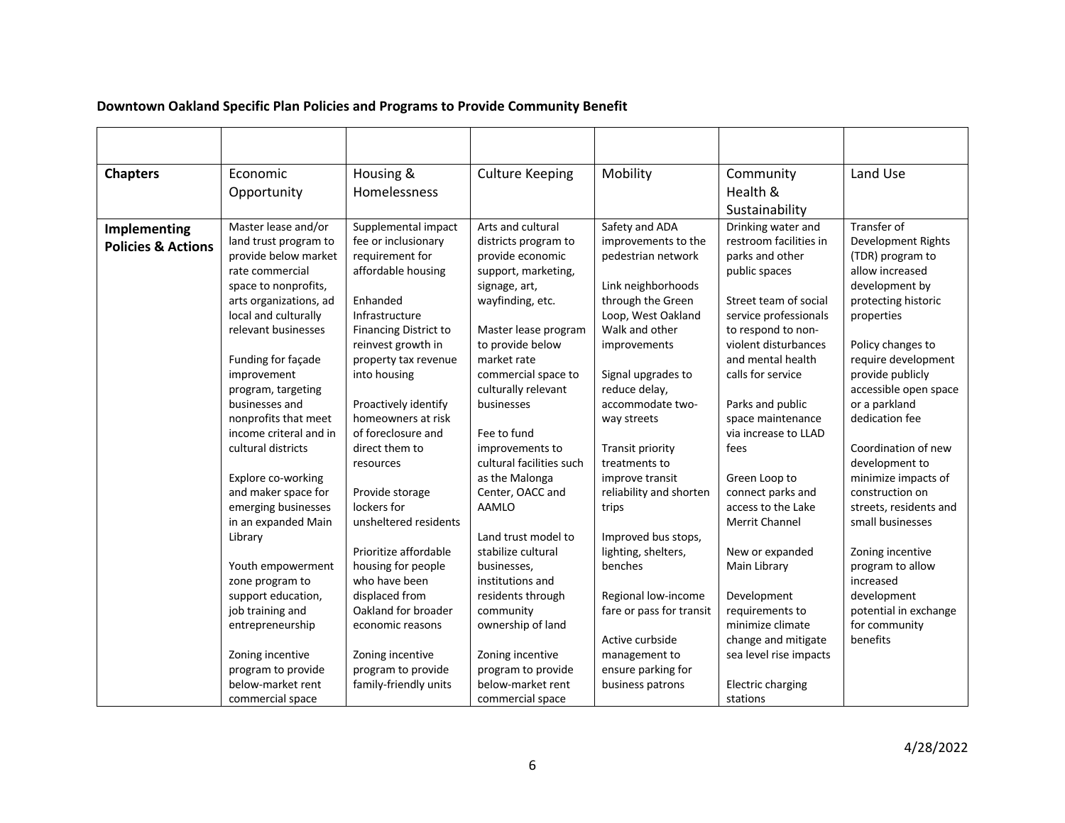**Downtown Oakland Specific Plan Policies and Programs to Provide Community Benefit**

| | | | | | | |
|---|---|---|---|---|---|---|
| **Chapters** | Economic Opportunity | Housing & Homelessness | Culture Keeping | Mobility | Community Health & Sustainability | Land Use |
| **Implementing Policies & Actions** | Master lease and/or land trust program to provide below market rate commercial space to nonprofits, arts organizations, ad local and culturally relevant businesses<br><br>Funding for façade improvement program, targeting businesses and nonprofits that meet income criteral and in cultural districts<br><br>Explore co-working and maker space for emerging businesses in an expanded Main Library<br><br>Youth empowerment zone program to support education, job training and entrepreneurship<br><br>Zoning incentive program to provide below-market rent commercial space | Supplemental impact fee or inclusionary requirement for affordable housing<br><br>Enhanded Infrastructure Financing District to reinvest growth in property tax revenue into housing<br><br>Proactively identify homeowners at risk of foreclosure and direct them to resources<br><br>Provide storage lockers for unsheltered residents<br><br>Prioritize affordable housing for people who have been displaced from Oakland for broader economic reasons<br><br>Zoning incentive program to provide family-friendly units | Arts and cultural districts program to provide economic support, marketing, signage, art, wayfinding, etc.<br><br>Master lease program to provide below market rate commercial space to culturally relevant businesses<br><br>Fee to fund improvements to cultural facilities such as the Malonga Center, OACC and AAMLO<br><br>Land trust model to stabilize cultural businesses, institutions and residents through community ownership of land<br><br>Zoning incentive program to provide below-market rent commercial space | Safety and ADA improvements to the pedestrian network<br><br>Link neighborhoods through the Green Loop, West Oakland Walk and other improvements<br><br>Signal upgrades to reduce delay, accommodate two-way streets<br><br>Transit priority treatments to improve transit reliability and shorten trips<br><br>Improved bus stops, lighting, shelters, benches<br><br>Regional low-income fare or pass for transit<br><br>Active curbside management to ensure parking for business patrons | Drinking water and restroom facilities in parks and other public spaces<br><br>Street team of social service professionals to respond to non-violent disturbances and mental health calls for service<br><br>Parks and public space maintenance via increase to LLAD fees<br><br>Green Loop to connect parks and access to the Lake Merrit Channel<br><br>New or expanded Main Library<br><br>Development requirements to minimize climate change and mitigate sea level rise impacts<br><br>Electric charging stations | Transfer of Development Rights (TDR) program to allow increased development by protecting historic properties<br><br>Policy changes to require development provide publicly accessible open space or a parkland dedication fee<br><br>Coordination of new development to minimize impacts of construction on streets, residents and small businesses<br><br>Zoning incentive program to allow increased development potential in exchange for community benefits |

4/28/2022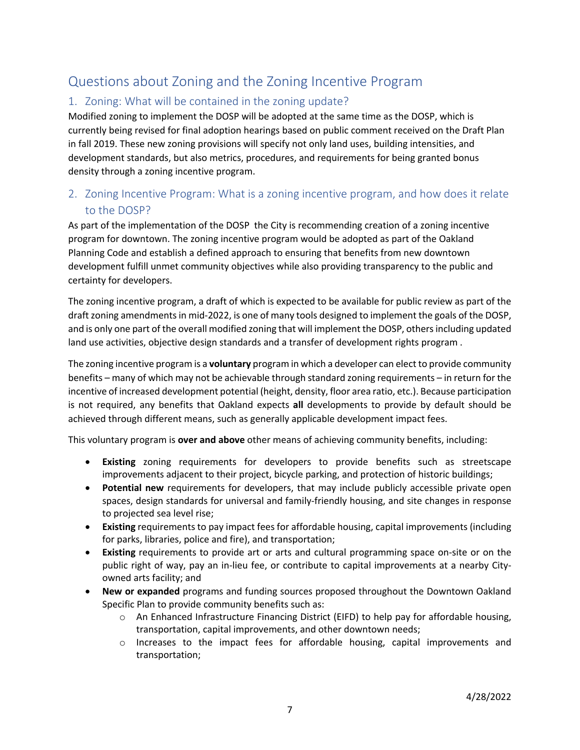## Questions about Zoning and the Zoning Incentive Program

### 1. Zoning: What will be contained in the zoning update?

Modified zoning to implement the DOSP will be adopted at the same time as the DOSP, which is currently being revised for final adoption hearings based on public comment received on the Draft Plan in fall 2019. These new zoning provisions will specify not only land uses, building intensities, and development standards, but also metrics, procedures, and requirements for being granted bonus density through a zoning incentive program.

### 2. Zoning Incentive Program: What is a zoning incentive program, and how does it relate to the DOSP?

As part of the implementation of the DOSP the City is recommending creation of a zoning incentive program for downtown. The zoning incentive program would be adopted as part of the Oakland Planning Code and establish a defined approach to ensuring that benefits from new downtown development fulfill unmet community objectives while also providing transparency to the public and certainty for developers.

The zoning incentive program, a draft of which is expected to be available for public review as part of the draft zoning amendments in mid-2022, is one of many tools designed to implement the goals of the DOSP, and is only one part of the overall modified zoning that will implement the DOSP, others including updated land use activities, objective design standards and a transfer of development rights program .

The zoning incentive program is a **voluntary** program in which a developer can elect to provide community benefits – many of which may not be achievable through standard zoning requirements – in return for the incentive of increased development potential (height, density, floor area ratio, etc.). Because participation is not required, any benefits that Oakland expects **all** developments to provide by default should be achieved through different means, such as generally applicable development impact fees.

This voluntary program is **over and above** other means of achieving community benefits, including:

- **Existing** zoning requirements for developers to provide benefits such as streetscape improvements adjacent to their project, bicycle parking, and protection of historic buildings;
- **Potential new** requirements for developers, that may include publicly accessible private open spaces, design standards for universal and family-friendly housing, and site changes in response to projected sea level rise;
- **Existing** requirements to pay impact fees for affordable housing, capital improvements (including for parks, libraries, police and fire), and transportation;
- **Existing** requirements to provide art or arts and cultural programming space on-site or on the public right of way, pay an in-lieu fee, or contribute to capital improvements at a nearby City-owned arts facility; and
- **New or expanded** programs and funding sources proposed throughout the Downtown Oakland Specific Plan to provide community benefits such as:
  - An Enhanced Infrastructure Financing District (EIFD) to help pay for affordable housing, transportation, capital improvements, and other downtown needs;
  - Increases to the impact fees for affordable housing, capital improvements and transportation;

4/28/2022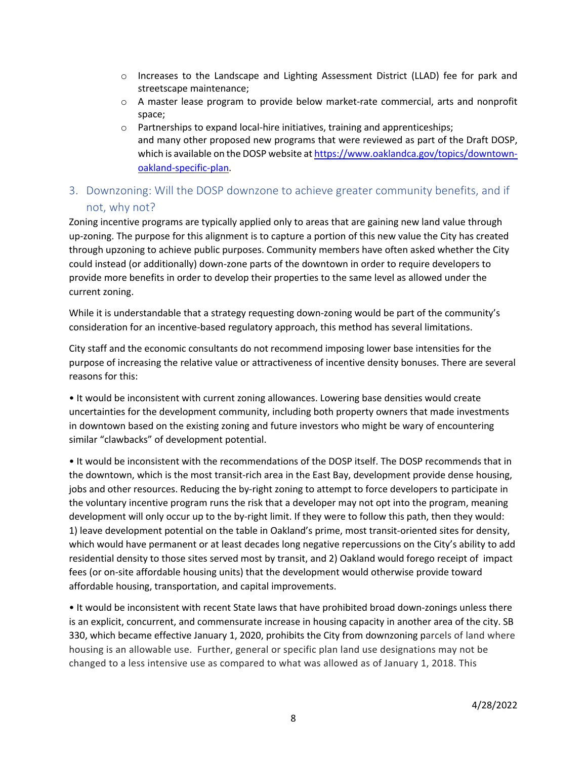- Increases to the Landscape and Lighting Assessment District (LLAD) fee for park and streetscape maintenance;
- A master lease program to provide below market-rate commercial, arts and nonprofit space;
- Partnerships to expand local-hire initiatives, training and apprenticeships;
  and many other proposed new programs that were reviewed as part of the Draft DOSP, which is available on the DOSP website at https://www.oaklandca.gov/topics/downtown-oakland-specific-plan.

## 3. Downzoning: Will the DOSP downzone to achieve greater community benefits, and if not, why not?

Zoning incentive programs are typically applied only to areas that are gaining new land value through up-zoning. The purpose for this alignment is to capture a portion of this new value the City has created through upzoning to achieve public purposes. Community members have often asked whether the City could instead (or additionally) down-zone parts of the downtown in order to require developers to provide more benefits in order to develop their properties to the same level as allowed under the current zoning.

While it is understandable that a strategy requesting down-zoning would be part of the community's consideration for an incentive-based regulatory approach, this method has several limitations.

City staff and the economic consultants do not recommend imposing lower base intensities for the purpose of increasing the relative value or attractiveness of incentive density bonuses. There are several reasons for this:

- It would be inconsistent with current zoning allowances. Lowering base densities would create uncertainties for the development community, including both property owners that made investments in downtown based on the existing zoning and future investors who might be wary of encountering similar "clawbacks" of development potential.

- It would be inconsistent with the recommendations of the DOSP itself. The DOSP recommends that in the downtown, which is the most transit-rich area in the East Bay, development provide dense housing, jobs and other resources. Reducing the by-right zoning to attempt to force developers to participate in the voluntary incentive program runs the risk that a developer may not opt into the program, meaning development will only occur up to the by-right limit. If they were to follow this path, then they would: 1) leave development potential on the table in Oakland's prime, most transit-oriented sites for density, which would have permanent or at least decades long negative repercussions on the City's ability to add residential density to those sites served most by transit, and 2) Oakland would forego receipt of impact fees (or on-site affordable housing units) that the development would otherwise provide toward affordable housing, transportation, and capital improvements.

- It would be inconsistent with recent State laws that have prohibited broad down-zonings unless there is an explicit, concurrent, and commensurate increase in housing capacity in another area of the city. SB 330, which became effective January 1, 2020, prohibits the City from downzoning parcels of land where housing is an allowable use. Further, general or specific plan land use designations may not be changed to a less intensive use as compared to what was allowed as of January 1, 2018. This

4/28/2022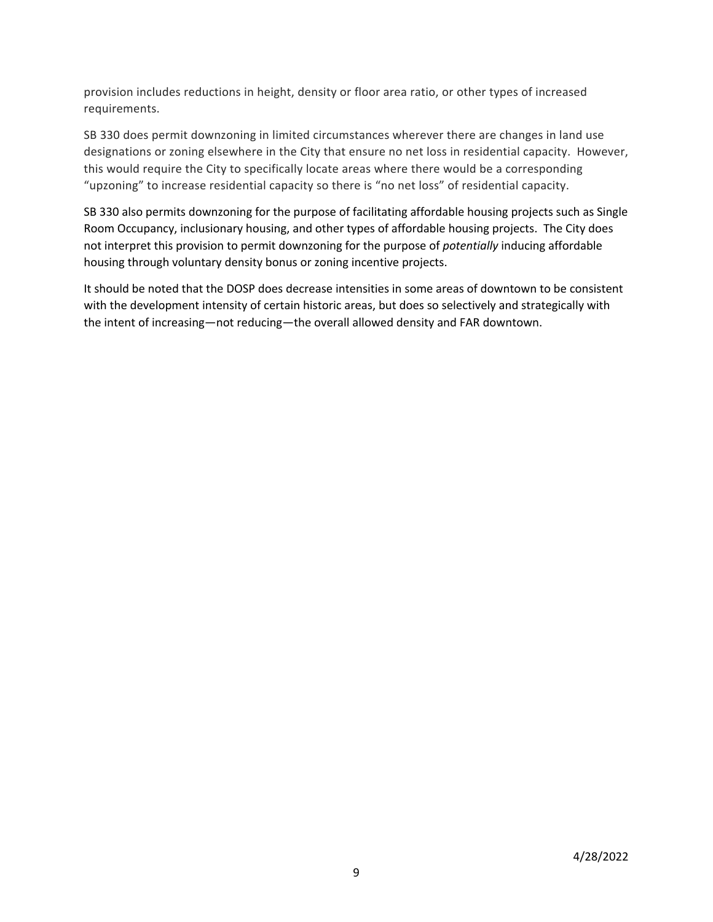provision includes reductions in height, density or floor area ratio, or other types of increased requirements.

SB 330 does permit downzoning in limited circumstances wherever there are changes in land use designations or zoning elsewhere in the City that ensure no net loss in residential capacity. However, this would require the City to specifically locate areas where there would be a corresponding "upzoning" to increase residential capacity so there is "no net loss" of residential capacity.

SB 330 also permits downzoning for the purpose of facilitating affordable housing projects such as Single Room Occupancy, inclusionary housing, and other types of affordable housing projects. The City does not interpret this provision to permit downzoning for the purpose of *potentially* inducing affordable housing through voluntary density bonus or zoning incentive projects.

It should be noted that the DOSP does decrease intensities in some areas of downtown to be consistent with the development intensity of certain historic areas, but does so selectively and strategically with the intent of increasing—not reducing—the overall allowed density and FAR downtown.